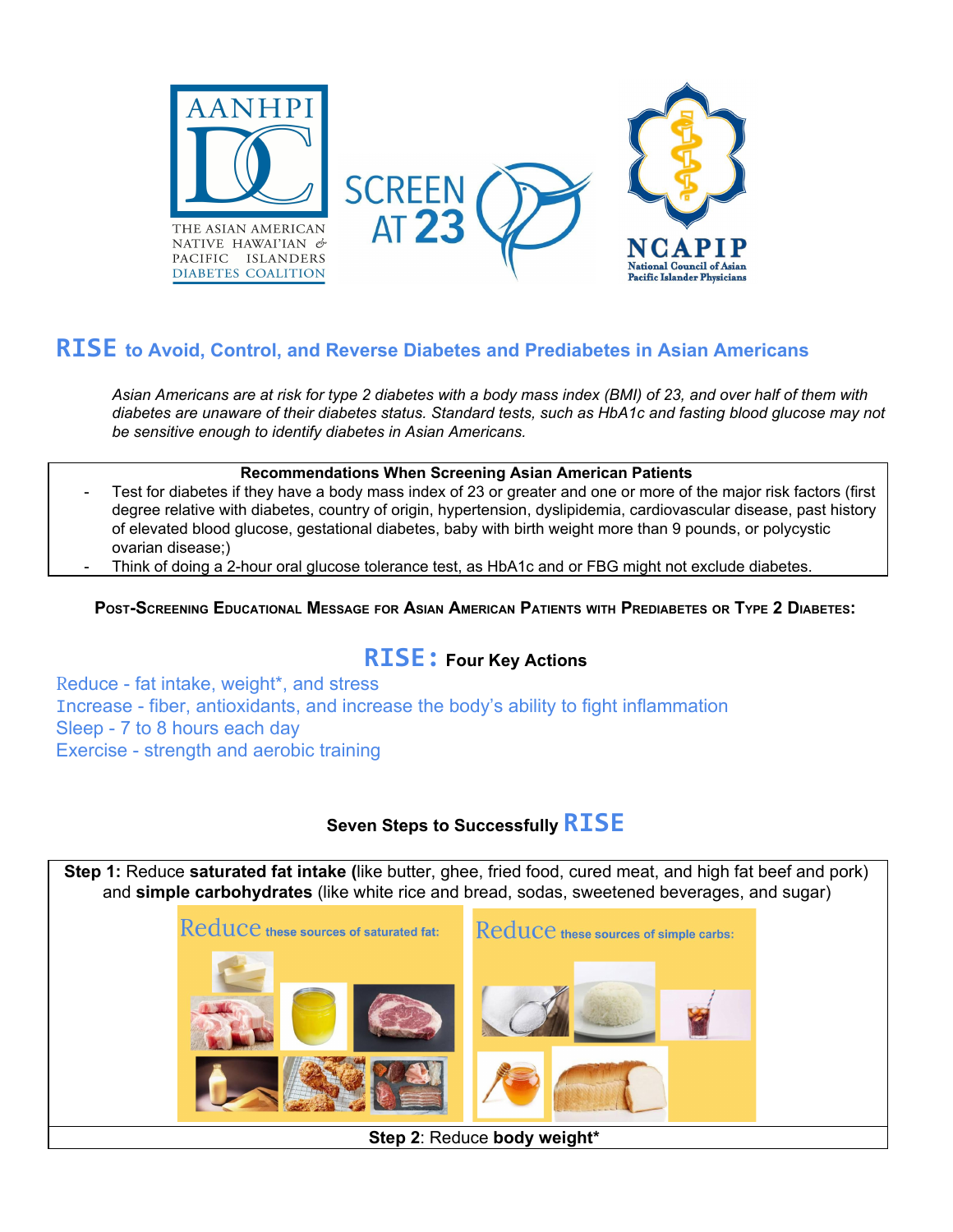THE ASIAN AMERICAN NATIVE HAWAI'IAN & PACIFIC ISLANDERS DIABETES COALITION

SCREEN AT 23

NCAPIP National Council of Asian Pacific Islander Physicians

## RISE to Avoid, Control, and Reverse Diabetes and Prediabetes in Asian Americans

*Asian Americans are at risk for type 2 diabetes with a body mass index (BMI) of 23, and over half of them with diabetes are unaware of their diabetes status. Standard tests, such as HbA1c and fasting blood glucose may not be sensitive enough to identify diabetes in Asian Americans.*

**Recommendations When Screening Asian American Patients**

- Test for diabetes if they have a body mass index of 23 or greater and one or more of the major risk factors (first degree relative with diabetes, country of origin, hypertension, dyslipidemia, cardiovascular disease, past history of elevated blood glucose, gestational diabetes, baby with birth weight more than 9 pounds, or polycystic ovarian disease;)
- Think of doing a 2-hour oral glucose tolerance test, as HbA1c and or FBG might not exclude diabetes.

**Post-Screening Educational Message for Asian American Patients with Prediabetes or Type 2 Diabetes:**

### RISE: Four Key Actions

Reduce - fat intake, weight*, and stress
Increase - fiber, antioxidants, and increase the body's ability to fight inflammation
Sleep - 7 to 8 hours each day
Exercise - strength and aerobic training

### Seven Steps to Successfully RISE

**Step 1:** Reduce **saturated fat intake (**like butter, ghee, fried food, cured meat, and high fat beef and pork) and **simple carbohydrates** (like white rice and bread, sodas, sweetened beverages, and sugar)

Reduce these sources of saturated fat:

Reduce these sources of simple carbs:

**Step 2**: Reduce **body weight***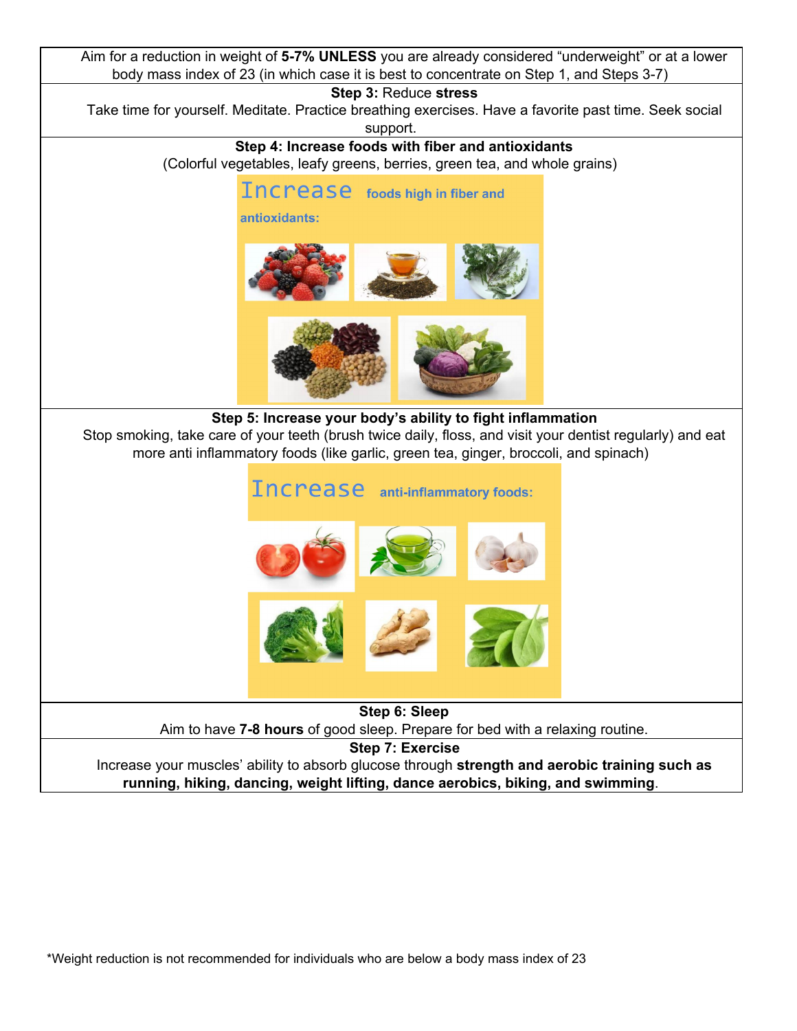Aim for a reduction in weight of **5-7% UNLESS** you are already considered "underweight" or at a lower body mass index of 23 (in which case it is best to concentrate on Step 1, and Steps 3-7)

**Step 3:** Reduce **stress**

Take time for yourself. Meditate. Practice breathing exercises. Have a favorite past time. Seek social support.

**Step 4: Increase foods with fiber and antioxidants**

(Colorful vegetables, leafy greens, berries, green tea, and whole grains)

Increase **foods high in fiber and antioxidants:**

**Step 5: Increase your body's ability to fight inflammation**

Stop smoking, take care of your teeth (brush twice daily, floss, and visit your dentist regularly) and eat more anti inflammatory foods (like garlic, green tea, ginger, broccoli, and spinach)

Increase **anti-inflammatory foods:**

**Step 6: Sleep**

Aim to have **7-8 hours** of good sleep. Prepare for bed with a relaxing routine.

**Step 7: Exercise**

Increase your muscles' ability to absorb glucose through **strength and aerobic training such as running, hiking, dancing, weight lifting, dance aerobics, biking, and swimming**.

*Weight reduction is not recommended for individuals who are below a body mass index of 23